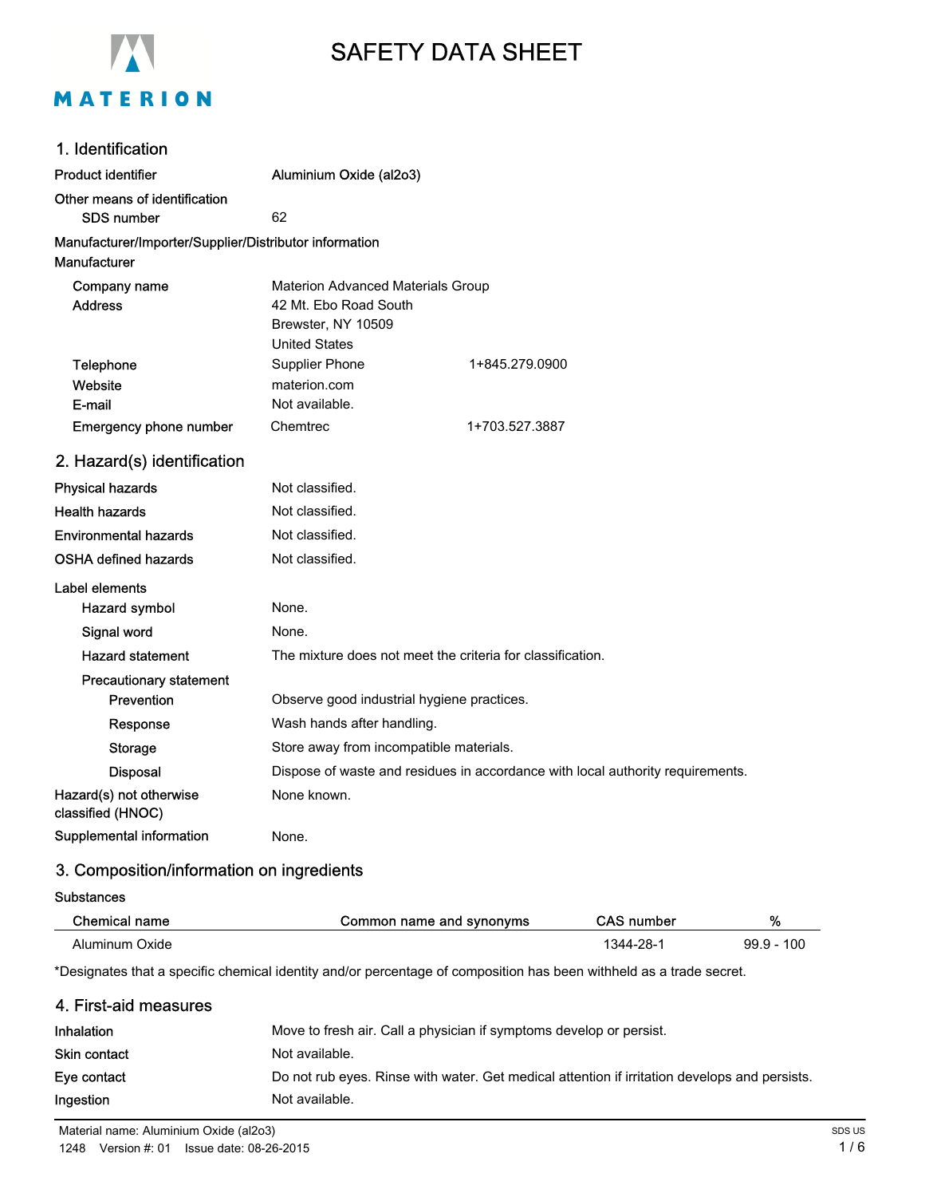MATERION

# SAFETY DATA SHEET

## 1. Identification

**Product identifier** Aluminium Oxide (al2o3)

**Other means of identification**

**SDS number** 62

**Manufacturer/Importer/Supplier/Distributor information**

**Manufacturer**

| | | |
|---|---|---|
| **Company name** | Materion Advanced Materials Group | |
| **Address** | 42 Mt. Ebo Road South<br>Brewster, NY 10509<br>United States | |
| **Telephone** | Supplier Phone | 1+845.279.0900 |
| **Website** | materion.com | |
| **E-mail** | Not available. | |
| **Emergency phone number** | Chemtrec | 1+703.527.3887 |

## 2. Hazard(s) identification

**Physical hazards** Not classified.

**Health hazards** Not classified.

**Environmental hazards** Not classified.

**OSHA defined hazards** Not classified.

**Label elements**

**Hazard symbol** None.

**Signal word** None.

**Hazard statement** The mixture does not meet the criteria for classification.

**Precautionary statement**

**Prevention** Observe good industrial hygiene practices.

**Response** Wash hands after handling.

**Storage** Store away from incompatible materials.

**Disposal** Dispose of waste and residues in accordance with local authority requirements.

**Hazard(s) not otherwise classified (HNOC)** None known.

**Supplemental information** None.

## 3. Composition/information on ingredients

**Substances**

| Chemical name | Common name and synonyms | CAS number | % |
|---|---|---|---|
| Aluminum Oxide | | 1344-28-1 | 99.9 - 100 |

*Designates that a specific chemical identity and/or percentage of composition has been withheld as a trade secret.

## 4. First-aid measures

**Inhalation** Move to fresh air. Call a physician if symptoms develop or persist.

**Skin contact** Not available.

**Eye contact** Do not rub eyes. Rinse with water. Get medical attention if irritation develops and persists.

**Ingestion** Not available.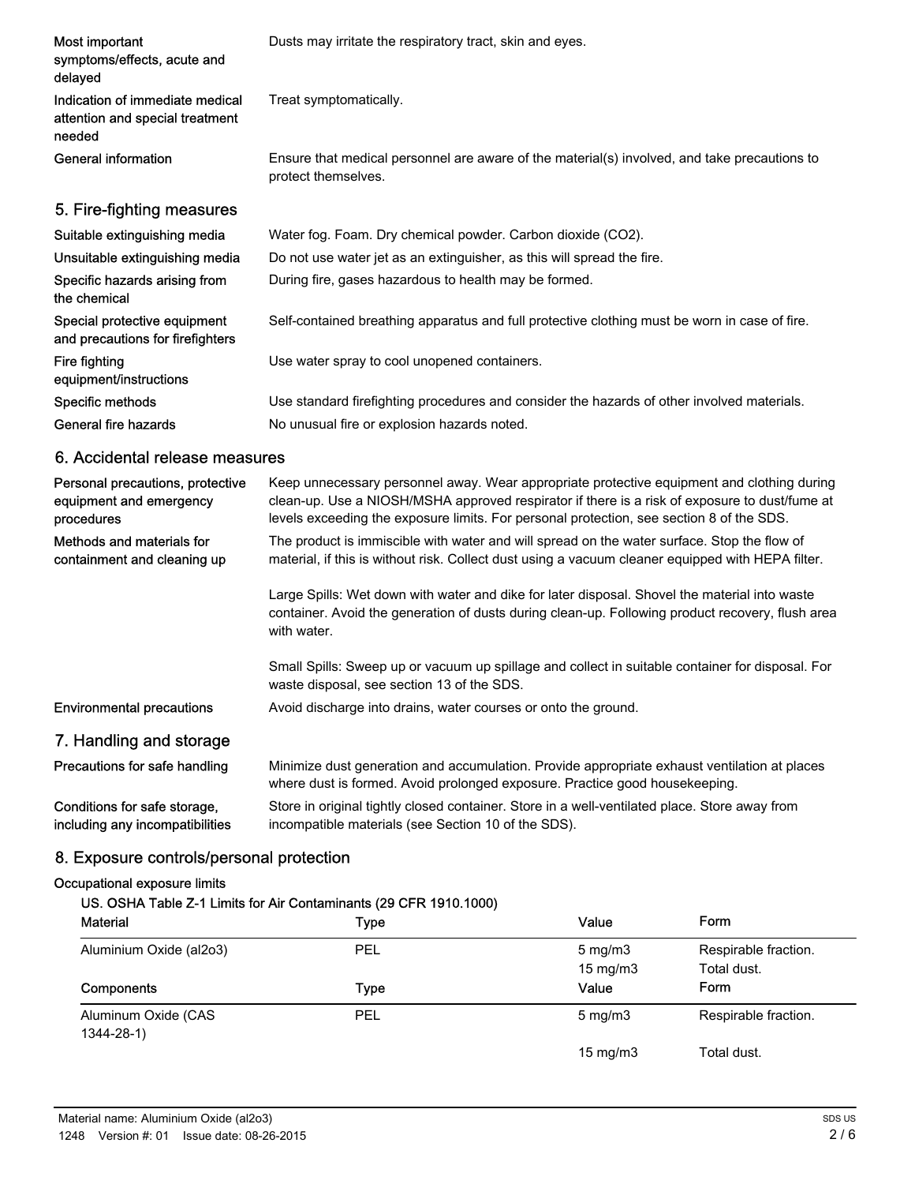| | |
|---|---|
| Most important symptoms/effects, acute and delayed | Dusts may irritate the respiratory tract, skin and eyes. |
| Indication of immediate medical attention and special treatment needed | Treat symptomatically. |
| General information | Ensure that medical personnel are aware of the material(s) involved, and take precautions to protect themselves. |

## 5. Fire-fighting measures

| | |
|---|---|
| Suitable extinguishing media | Water fog. Foam. Dry chemical powder. Carbon dioxide ($CO_2$). |
| Unsuitable extinguishing media | Do not use water jet as an extinguisher, as this will spread the fire. |
| Specific hazards arising from the chemical | During fire, gases hazardous to health may be formed. |
| Special protective equipment and precautions for firefighters | Self-contained breathing apparatus and full protective clothing must be worn in case of fire. |
| Fire fighting equipment/instructions | Use water spray to cool unopened containers. |
| Specific methods | Use standard firefighting procedures and consider the hazards of other involved materials. |
| General fire hazards | No unusual fire or explosion hazards noted. |

## 6. Accidental release measures

**Personal precautions, protective equipment and emergency procedures**

Keep unnecessary personnel away. Wear appropriate protective equipment and clothing during clean-up. Use a NIOSH/MSHA approved respirator if there is a risk of exposure to dust/fume at levels exceeding the exposure limits. For personal protection, see section 8 of the SDS.

**Methods and materials for containment and cleaning up**

The product is immiscible with water and will spread on the water surface. Stop the flow of material, if this is without risk. Collect dust using a vacuum cleaner equipped with HEPA filter.

Large Spills: Wet down with water and dike for later disposal. Shovel the material into waste container. Avoid the generation of dusts during clean-up. Following product recovery, flush area with water.

Small Spills: Sweep up or vacuum up spillage and collect in suitable container for disposal. For waste disposal, see section 13 of the SDS.

**Environmental precautions**

Avoid discharge into drains, water courses or onto the ground.

## 7. Handling and storage

| | |
|---|---|
| Precautions for safe handling | Minimize dust generation and accumulation. Provide appropriate exhaust ventilation at places where dust is formed. Avoid prolonged exposure. Practice good housekeeping. |
| Conditions for safe storage, including any incompatibilities | Store in original tightly closed container. Store in a well-ventilated place. Store away from incompatible materials (see Section 10 of the SDS). |

## 8. Exposure controls/personal protection

**Occupational exposure limits**

**US. OSHA Table Z-1 Limits for Air Contaminants (29 CFR 1910.1000)**

| Material | Type | Value | Form |
|---|---|---|---|
| Aluminium Oxide (al2o3) | PEL | 5 mg/m3 | Respirable fraction. |
| | | 15 mg/m3 | Total dust. |
| **Components** | **Type** | **Value** | **Form** |
| Aluminum Oxide (CAS 1344-28-1) | PEL | 5 mg/m3 | Respirable fraction. |
| | | 15 mg/m3 | Total dust. |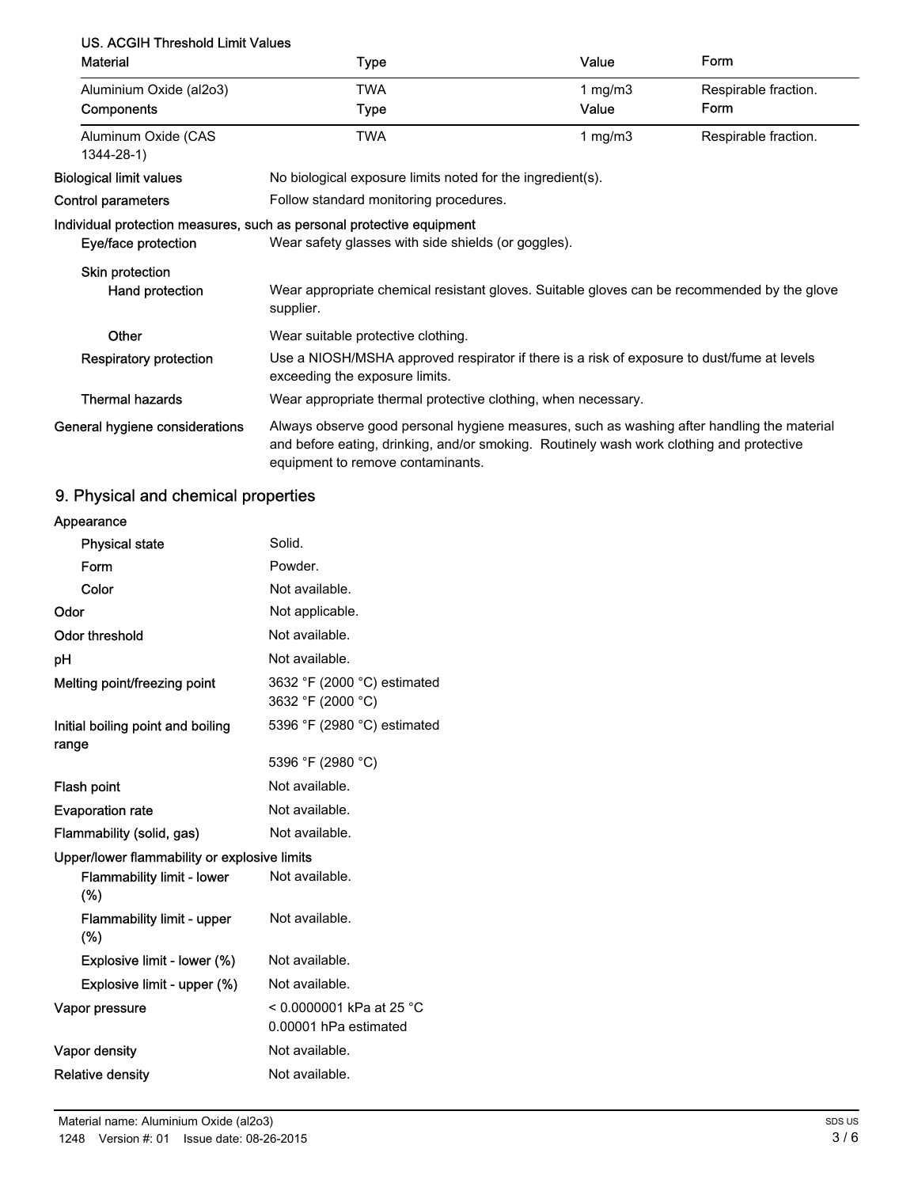US. ACGIH Threshold Limit Values

| Material | Type | Value | Form |
|---|---|---|---|
| Aluminium Oxide (al2o3) | TWA | 1 mg/m3 | Respirable fraction. |

| Components | Type | Value | Form |
|---|---|---|---|
| Aluminum Oxide (CAS 1344-28-1) | TWA | 1 mg/m3 | Respirable fraction. |

**Biological limit values** No biological exposure limits noted for the ingredient(s).

**Control parameters** Follow standard monitoring procedures.

**Individual protection measures, such as personal protective equipment**

**Eye/face protection** Wear safety glasses with side shields (or goggles).

**Skin protection**

**Hand protection** Wear appropriate chemical resistant gloves. Suitable gloves can be recommended by the glove supplier.

**Other** Wear suitable protective clothing.

**Respiratory protection** Use a NIOSH/MSHA approved respirator if there is a risk of exposure to dust/fume at levels exceeding the exposure limits.

**Thermal hazards** Wear appropriate thermal protective clothing, when necessary.

**General hygiene considerations** Always observe good personal hygiene measures, such as washing after handling the material and before eating, drinking, and/or smoking. Routinely wash work clothing and protective equipment to remove contaminants.

## 9. Physical and chemical properties

**Appearance**

**Physical state** Solid.

**Form** Powder.

**Color** Not available.

**Odor** Not applicable.

**Odor threshold** Not available.

**pH** Not available.

**Melting point/freezing point** 3632 °F (2000 °C) estimated
3632 °F (2000 °C)

**Initial boiling point and boiling range** 5396 °F (2980 °C) estimated

5396 °F (2980 °C)

**Flash point** Not available.

**Evaporation rate** Not available.

**Flammability (solid, gas)** Not available.

**Upper/lower flammability or explosive limits**

**Flammability limit - lower (%)** Not available.

**Flammability limit - upper (%)** Not available.

**Explosive limit - lower (%)** Not available.

**Explosive limit - upper (%)** Not available.

**Vapor pressure** < 0.0000001 kPa at 25 °C
0.00001 hPa estimated

**Vapor density** Not available.

**Relative density** Not available.

Material name: Aluminium Oxide (al2o3)
1248 Version #: 01 Issue date: 08-26-2015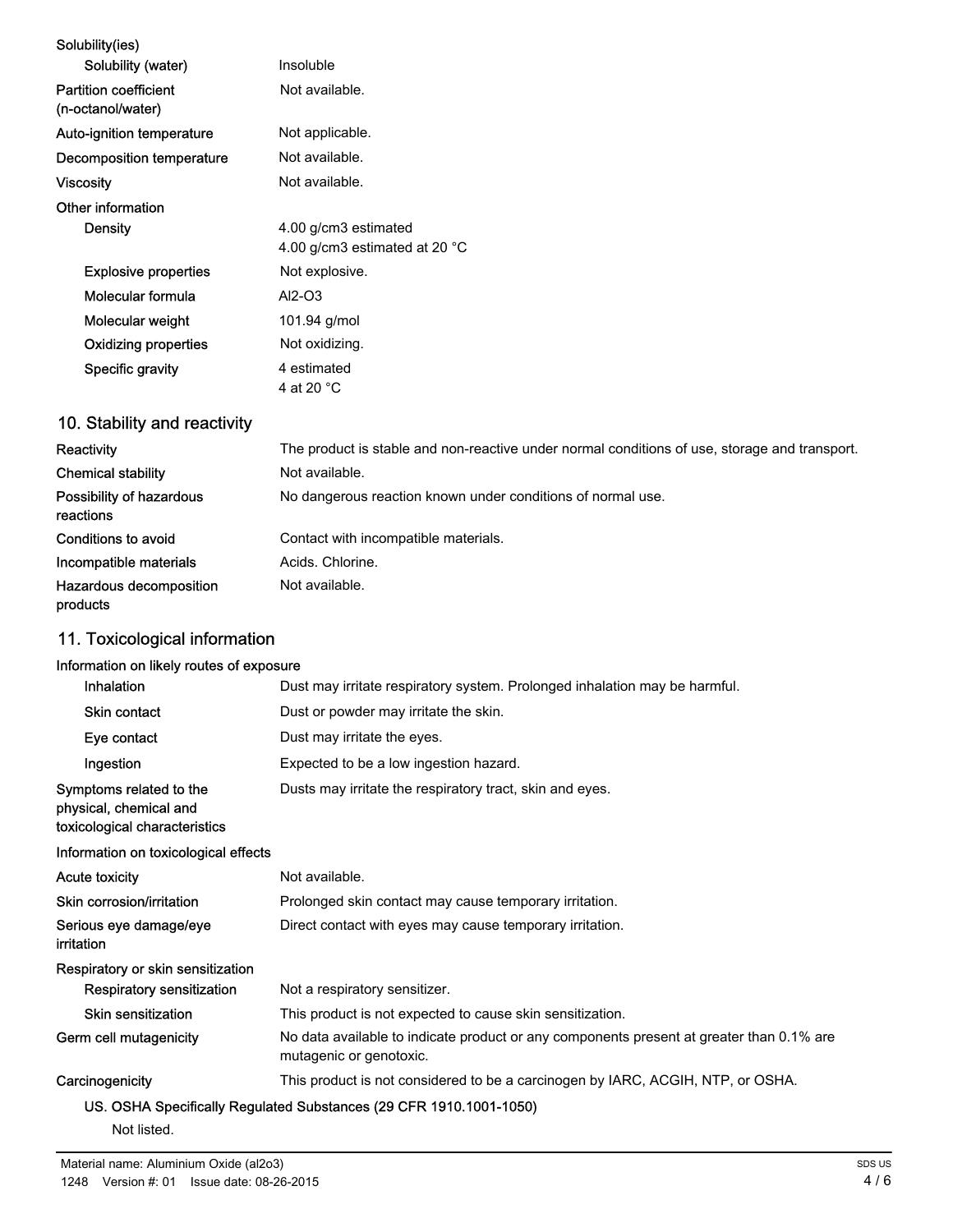**Solubility(ies)**

| | |
|---|---|
| Solubility (water) | Insoluble |
| Partition coefficient (n-octanol/water) | Not available. |
| Auto-ignition temperature | Not applicable. |
| Decomposition temperature | Not available. |
| Viscosity | Not available. |

**Other information**

| | |
|---|---|
| Density | 4.00 g/cm3 estimated<br>4.00 g/cm3 estimated at 20 °C |
| Explosive properties | Not explosive. |
| Molecular formula | Al2-O3 |
| Molecular weight | 101.94 g/mol |
| Oxidizing properties | Not oxidizing. |
| Specific gravity | 4 estimated<br>4 at 20 °C |

## 10. Stability and reactivity

| | |
|---|---|
| Reactivity | The product is stable and non-reactive under normal conditions of use, storage and transport. |
| Chemical stability | Not available. |
| Possibility of hazardous reactions | No dangerous reaction known under conditions of normal use. |
| Conditions to avoid | Contact with incompatible materials. |
| Incompatible materials | Acids. Chlorine. |
| Hazardous decomposition products | Not available. |

## 11. Toxicological information

**Information on likely routes of exposure**

| | |
|---|---|
| Inhalation | Dust may irritate respiratory system. Prolonged inhalation may be harmful. |
| Skin contact | Dust or powder may irritate the skin. |
| Eye contact | Dust may irritate the eyes. |
| Ingestion | Expected to be a low ingestion hazard. |
| Symptoms related to the physical, chemical and toxicological characteristics | Dusts may irritate the respiratory tract, skin and eyes. |

**Information on toxicological effects**

| | |
|---|---|
| Acute toxicity | Not available. |
| Skin corrosion/irritation | Prolonged skin contact may cause temporary irritation. |
| Serious eye damage/eye irritation | Direct contact with eyes may cause temporary irritation. |

**Respiratory or skin sensitization**

| | |
|---|---|
| Respiratory sensitization | Not a respiratory sensitizer. |
| Skin sensitization | This product is not expected to cause skin sensitization. |
| Germ cell mutagenicity | No data available to indicate product or any components present at greater than 0.1% are mutagenic or genotoxic. |
| Carcinogenicity | This product is not considered to be a carcinogen by IARC, ACGIH, NTP, or OSHA. |

**US. OSHA Specifically Regulated Substances (29 CFR 1910.1001-1050)**

Not listed.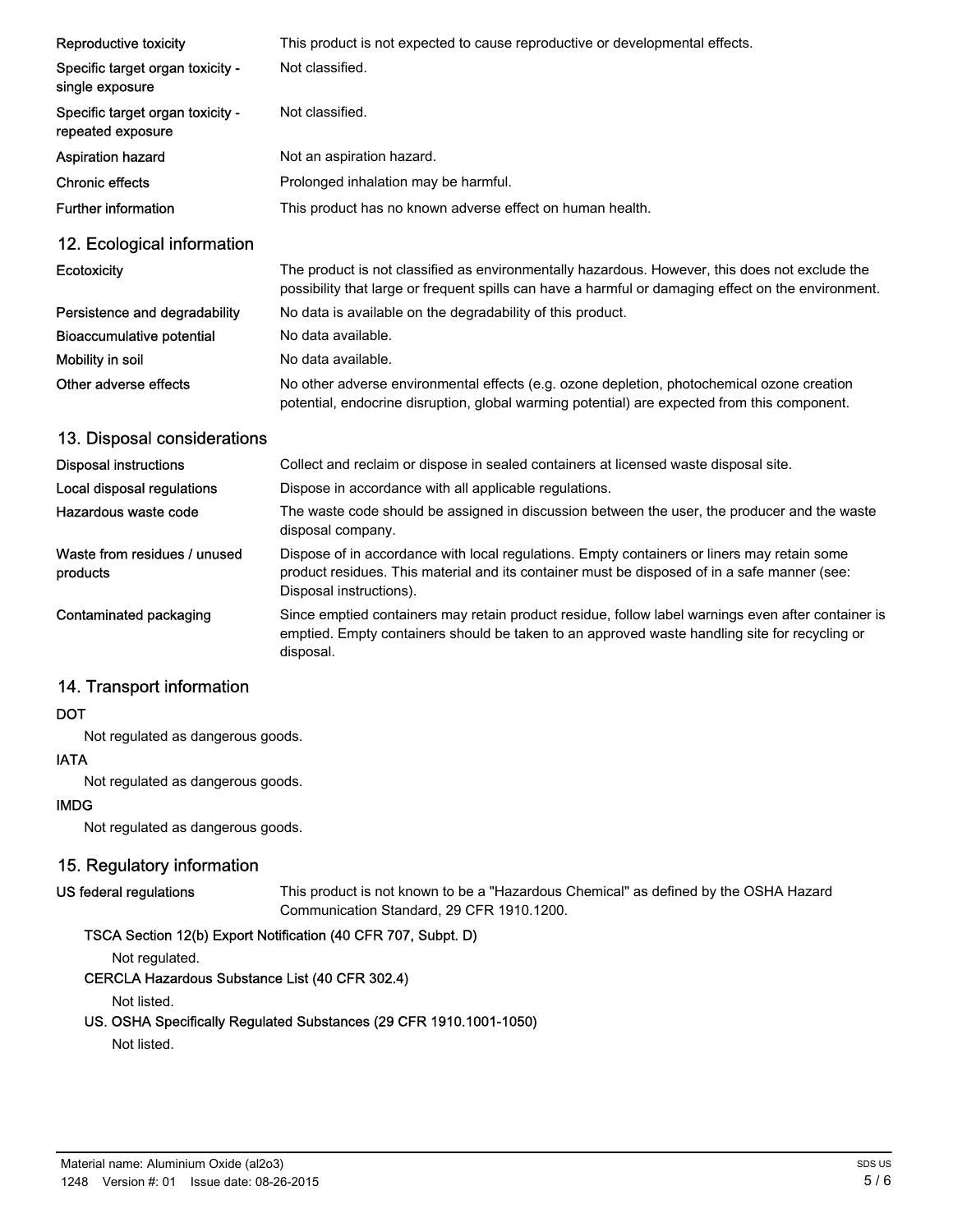| | |
|---|---|
| Reproductive toxicity | This product is not expected to cause reproductive or developmental effects. |
| Specific target organ toxicity - single exposure | Not classified. |
| Specific target organ toxicity - repeated exposure | Not classified. |
| Aspiration hazard | Not an aspiration hazard. |
| Chronic effects | Prolonged inhalation may be harmful. |
| Further information | This product has no known adverse effect on human health. |

## 12. Ecological information

| | |
|---|---|
| Ecotoxicity | The product is not classified as environmentally hazardous. However, this does not exclude the possibility that large or frequent spills can have a harmful or damaging effect on the environment. |
| Persistence and degradability | No data is available on the degradability of this product. |
| Bioaccumulative potential | No data available. |
| Mobility in soil | No data available. |
| Other adverse effects | No other adverse environmental effects (e.g. ozone depletion, photochemical ozone creation potential, endocrine disruption, global warming potential) are expected from this component. |

## 13. Disposal considerations

| | |
|---|---|
| Disposal instructions | Collect and reclaim or dispose in sealed containers at licensed waste disposal site. |
| Local disposal regulations | Dispose in accordance with all applicable regulations. |
| Hazardous waste code | The waste code should be assigned in discussion between the user, the producer and the waste disposal company. |
| Waste from residues / unused products | Dispose of in accordance with local regulations. Empty containers or liners may retain some product residues. This material and its container must be disposed of in a safe manner (see: Disposal instructions). |
| Contaminated packaging | Since emptied containers may retain product residue, follow label warnings even after container is emptied. Empty containers should be taken to an approved waste handling site for recycling or disposal. |

## 14. Transport information

**DOT**

Not regulated as dangerous goods.

**IATA**

Not regulated as dangerous goods.

**IMDG**

Not regulated as dangerous goods.

## 15. Regulatory information

**US federal regulations** This product is not known to be a "Hazardous Chemical" as defined by the OSHA Hazard Communication Standard, 29 CFR 1910.1200.

**TSCA Section 12(b) Export Notification (40 CFR 707, Subpt. D)**

Not regulated.

**CERCLA Hazardous Substance List (40 CFR 302.4)**

Not listed.

**US. OSHA Specifically Regulated Substances (29 CFR 1910.1001-1050)**

Not listed.

Material name: Aluminium Oxide (al2o3)
1248 Version #: 01 Issue date: 08-26-2015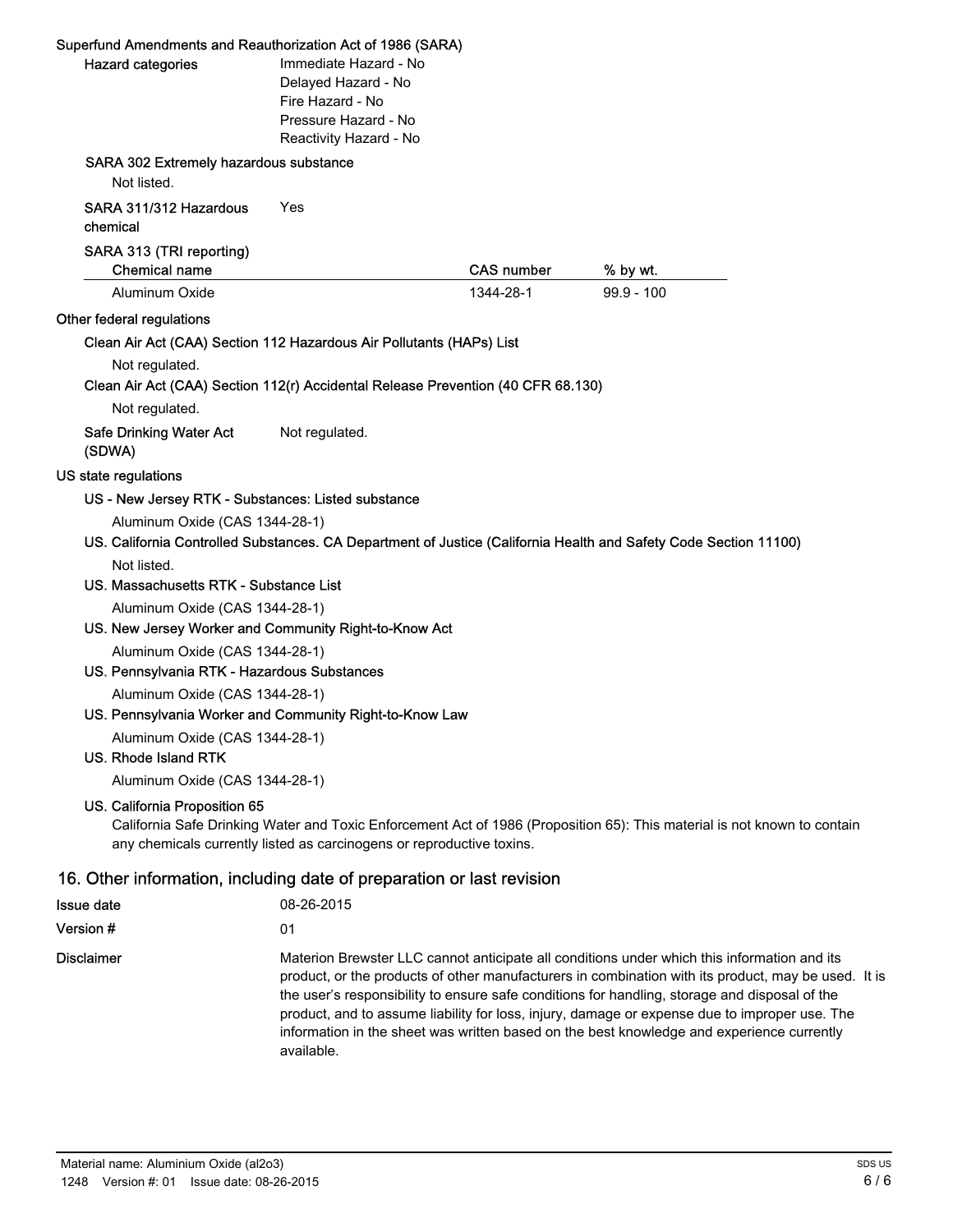**Superfund Amendments and Reauthorization Act of 1986 (SARA)**

**Hazard categories**
Immediate Hazard - No
Delayed Hazard - No
Fire Hazard - No
Pressure Hazard - No
Reactivity Hazard - No

**SARA 302 Extremely hazardous substance**

Not listed.

**SARA 311/312 Hazardous chemical** Yes

**SARA 313 (TRI reporting)**

| Chemical name | CAS number | % by wt. |
|---|---|---|
| Aluminum Oxide | 1344-28-1 | 99.9 - 100 |

**Other federal regulations**

**Clean Air Act (CAA) Section 112 Hazardous Air Pollutants (HAPs) List**

Not regulated.

**Clean Air Act (CAA) Section 112(r) Accidental Release Prevention (40 CFR 68.130)**

Not regulated.

**Safe Drinking Water Act (SDWA)** Not regulated.

**US state regulations**

**US - New Jersey RTK - Substances: Listed substance**

Aluminum Oxide (CAS 1344-28-1)

**US. California Controlled Substances. CA Department of Justice (California Health and Safety Code Section 11100)**

Not listed.

**US. Massachusetts RTK - Substance List**

Aluminum Oxide (CAS 1344-28-1)

**US. New Jersey Worker and Community Right-to-Know Act**

Aluminum Oxide (CAS 1344-28-1)

**US. Pennsylvania RTK - Hazardous Substances**

Aluminum Oxide (CAS 1344-28-1)

**US. Pennsylvania Worker and Community Right-to-Know Law**

Aluminum Oxide (CAS 1344-28-1)

**US. Rhode Island RTK**

Aluminum Oxide (CAS 1344-28-1)

**US. California Proposition 65**

California Safe Drinking Water and Toxic Enforcement Act of 1986 (Proposition 65): This material is not known to contain any chemicals currently listed as carcinogens or reproductive toxins.

## 16. Other information, including date of preparation or last revision

**Issue date** 08-26-2015

**Version #** 01

**Disclaimer** Materion Brewster LLC cannot anticipate all conditions under which this information and its product, or the products of other manufacturers in combination with its product, may be used. It is the user's responsibility to ensure safe conditions for handling, storage and disposal of the product, and to assume liability for loss, injury, damage or expense due to improper use. The information in the sheet was written based on the best knowledge and experience currently available.